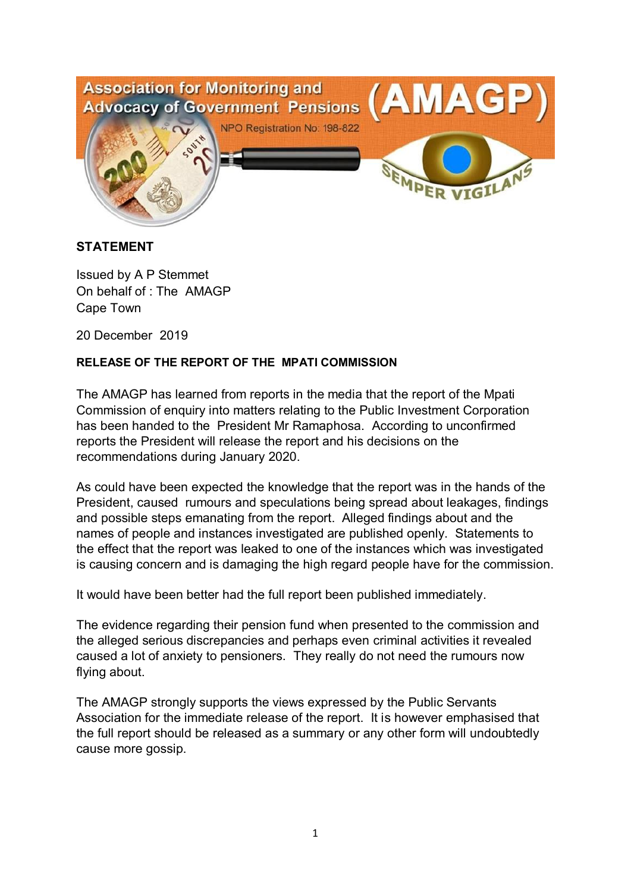Association for Monitoring and Advocacy of Government Pensions (AMAGP)

NPO Registration No: 198-822

SEMPER VIGILANS

**STATEMENT**

Issued by A P Stemmet
On behalf of : The AMAGP
Cape Town

20 December 2019

**RELEASE OF THE REPORT OF THE MPATI COMMISSION**

The AMAGP has learned from reports in the media that the report of the Mpati Commission of enquiry into matters relating to the Public Investment Corporation has been handed to the President Mr Ramaphosa. According to unconfirmed reports the President will release the report and his decisions on the recommendations during January 2020.

As could have been expected the knowledge that the report was in the hands of the President, caused rumours and speculations being spread about leakages, findings and possible steps emanating from the report. Alleged findings about and the names of people and instances investigated are published openly. Statements to the effect that the report was leaked to one of the instances which was investigated is causing concern and is damaging the high regard people have for the commission.

It would have been better had the full report been published immediately.

The evidence regarding their pension fund when presented to the commission and the alleged serious discrepancies and perhaps even criminal activities it revealed caused a lot of anxiety to pensioners. They really do not need the rumours now flying about.

The AMAGP strongly supports the views expressed by the Public Servants Association for the immediate release of the report. It is however emphasised that the full report should be released as a summary or any other form will undoubtedly cause more gossip.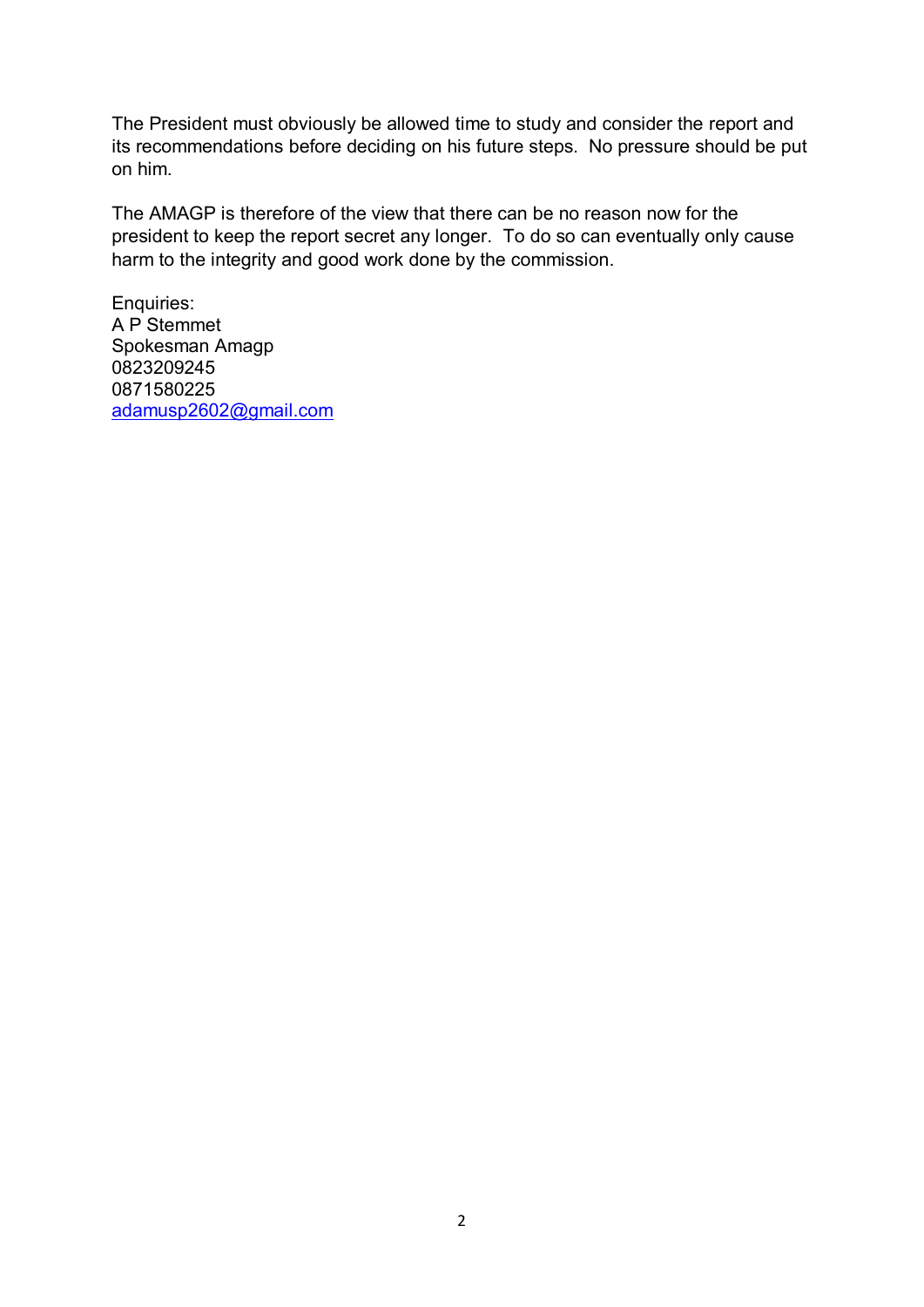The President must obviously be allowed time to study and consider the report and its recommendations before deciding on his future steps.  No pressure should be put on him.

The AMAGP is therefore of the view that there can be no reason now for the president to keep the report secret any longer.  To do so can eventually only cause harm to the integrity and good work done by the commission.

Enquiries:
A P Stemmet
Spokesman Amagp
0823209245
0871580225
adamusp2602@gmail.com